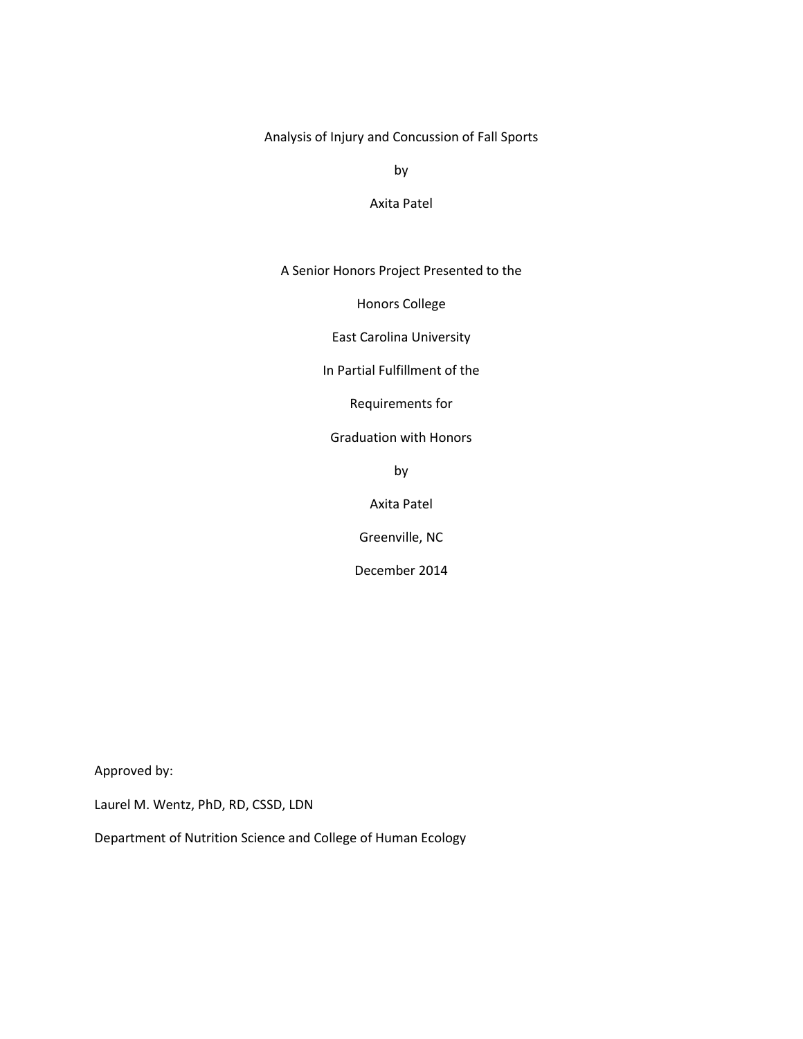# Analysis of Injury and Concussion of Fall Sports

by

Axita Patel

A Senior Honors Project Presented to the

Honors College

East Carolina University

In Partial Fulfillment of the

Requirements for

Graduation with Honors

by

Axita Patel

Greenville, NC

December 2014

Approved by:

Laurel M. Wentz, PhD, RD, CSSD, LDN

Department of Nutrition Science and College of Human Ecology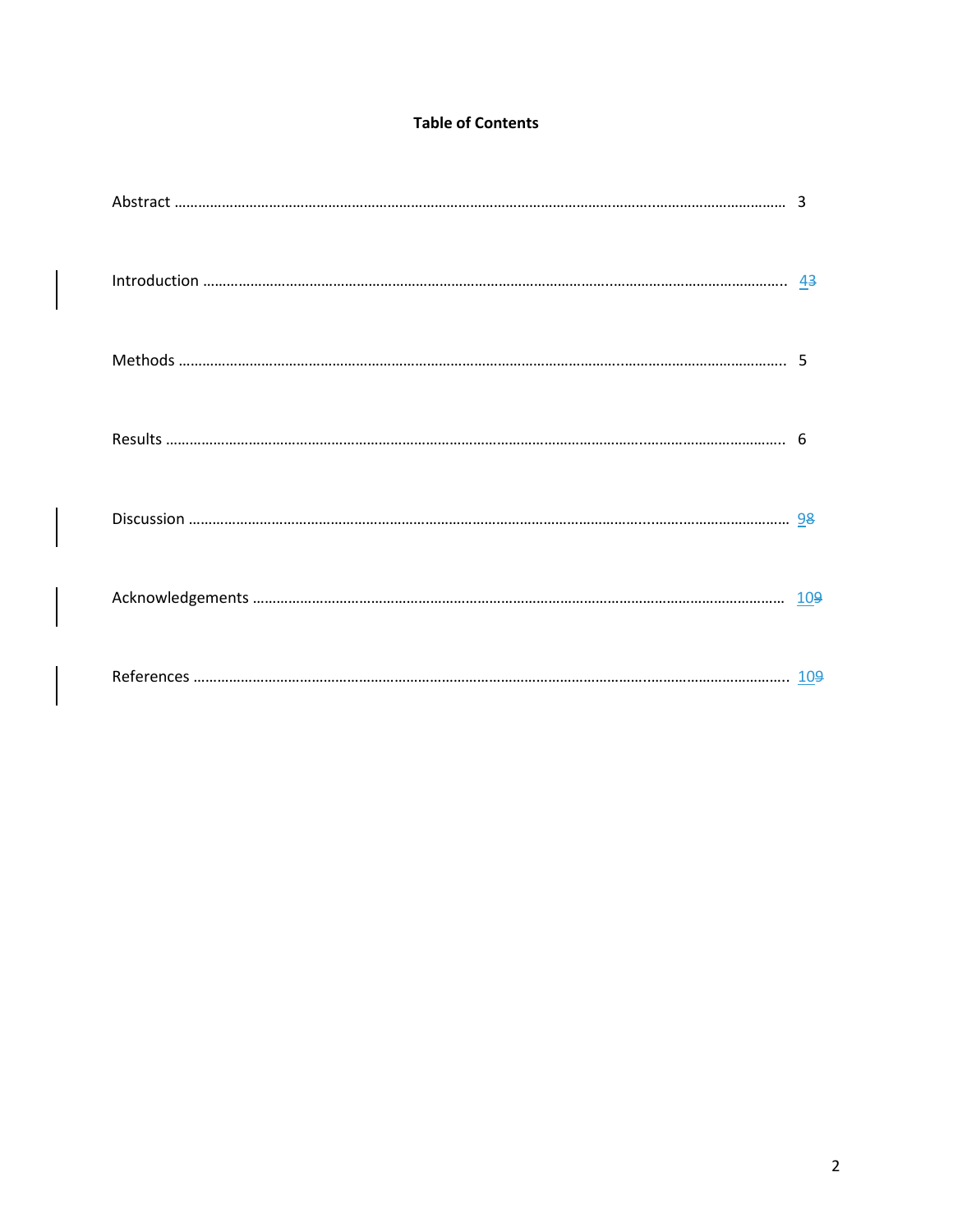**Table of Contents**

| Section | Page |
|---|---|
| Abstract | 3 |
| Introduction | 4~~3~~ |
| Methods | 5 |
| Results | 6 |
| Discussion | 9~~8~~ |
| Acknowledgements | 10~~9~~ |
| References | 10~~9~~ |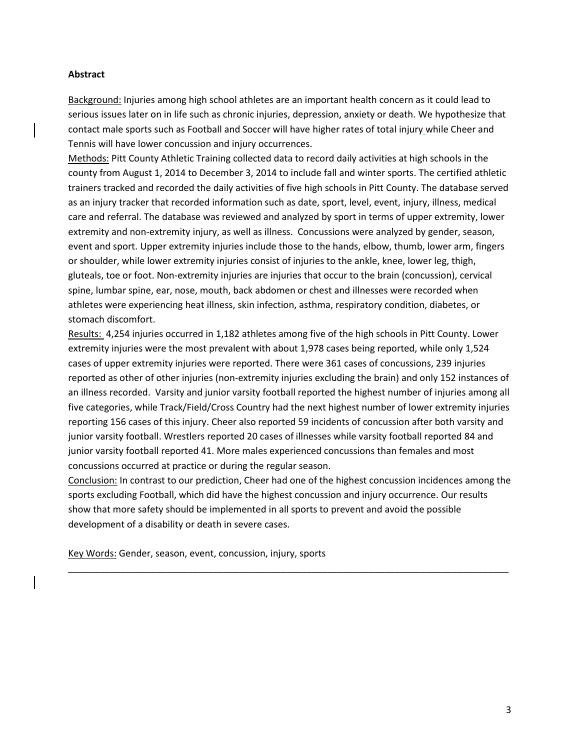**Abstract**

Background: Injuries among high school athletes are an important health concern as it could lead to serious issues later on in life such as chronic injuries, depression, anxiety or death. We hypothesize that contact male sports such as Football and Soccer will have higher rates of total injury while Cheer and Tennis will have lower concussion and injury occurrences.

Methods: Pitt County Athletic Training collected data to record daily activities at high schools in the county from August 1, 2014 to December 3, 2014 to include fall and winter sports. The certified athletic trainers tracked and recorded the daily activities of five high schools in Pitt County. The database served as an injury tracker that recorded information such as date, sport, level, event, injury, illness, medical care and referral. The database was reviewed and analyzed by sport in terms of upper extremity, lower extremity and non-extremity injury, as well as illness. Concussions were analyzed by gender, season, event and sport. Upper extremity injuries include those to the hands, elbow, thumb, lower arm, fingers or shoulder, while lower extremity injuries consist of injuries to the ankle, knee, lower leg, thigh, gluteals, toe or foot. Non-extremity injuries are injuries that occur to the brain (concussion), cervical spine, lumbar spine, ear, nose, mouth, back abdomen or chest and illnesses were recorded when athletes were experiencing heat illness, skin infection, asthma, respiratory condition, diabetes, or stomach discomfort.

Results: 4,254 injuries occurred in 1,182 athletes among five of the high schools in Pitt County. Lower extremity injuries were the most prevalent with about 1,978 cases being reported, while only 1,524 cases of upper extremity injuries were reported. There were 361 cases of concussions, 239 injuries reported as other of other injuries (non-extremity injuries excluding the brain) and only 152 instances of an illness recorded. Varsity and junior varsity football reported the highest number of injuries among all five categories, while Track/Field/Cross Country had the next highest number of lower extremity injuries reporting 156 cases of this injury. Cheer also reported 59 incidents of concussion after both varsity and junior varsity football. Wrestlers reported 20 cases of illnesses while varsity football reported 84 and junior varsity football reported 41. More males experienced concussions than females and most concussions occurred at practice or during the regular season.

Conclusion: In contrast to our prediction, Cheer had one of the highest concussion incidences among the sports excluding Football, which did have the highest concussion and injury occurrence. Our results show that more safety should be implemented in all sports to prevent and avoid the possible development of a disability or death in severe cases.

Key Words: Gender, season, event, concussion, injury, sports

---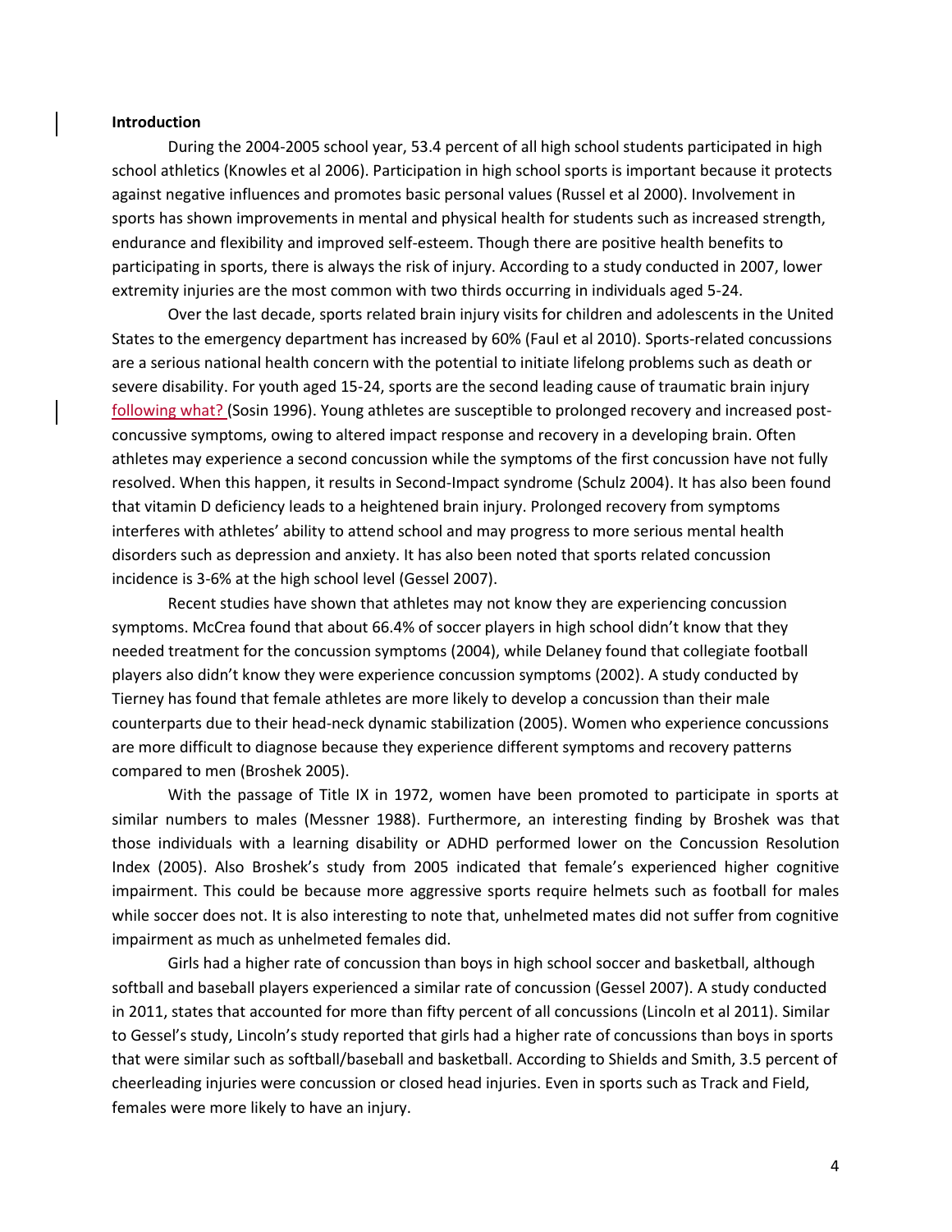**Introduction**

During the 2004-2005 school year, 53.4 percent of all high school students participated in high school athletics (Knowles et al 2006). Participation in high school sports is important because it protects against negative influences and promotes basic personal values (Russel et al 2000). Involvement in sports has shown improvements in mental and physical health for students such as increased strength, endurance and flexibility and improved self-esteem. Though there are positive health benefits to participating in sports, there is always the risk of injury. According to a study conducted in 2007, lower extremity injuries are the most common with two thirds occurring in individuals aged 5-24.

Over the last decade, sports related brain injury visits for children and adolescents in the United States to the emergency department has increased by 60% (Faul et al 2010). Sports-related concussions are a serious national health concern with the potential to initiate lifelong problems such as death or severe disability. For youth aged 15-24, sports are the second leading cause of traumatic brain injury following what? (Sosin 1996). Young athletes are susceptible to prolonged recovery and increased post-concussive symptoms, owing to altered impact response and recovery in a developing brain. Often athletes may experience a second concussion while the symptoms of the first concussion have not fully resolved. When this happen, it results in Second-Impact syndrome (Schulz 2004). It has also been found that vitamin D deficiency leads to a heightened brain injury. Prolonged recovery from symptoms interferes with athletes' ability to attend school and may progress to more serious mental health disorders such as depression and anxiety. It has also been noted that sports related concussion incidence is 3-6% at the high school level (Gessel 2007).

Recent studies have shown that athletes may not know they are experiencing concussion symptoms. McCrea found that about 66.4% of soccer players in high school didn't know that they needed treatment for the concussion symptoms (2004), while Delaney found that collegiate football players also didn't know they were experience concussion symptoms (2002). A study conducted by Tierney has found that female athletes are more likely to develop a concussion than their male counterparts due to their head-neck dynamic stabilization (2005). Women who experience concussions are more difficult to diagnose because they experience different symptoms and recovery patterns compared to men (Broshek 2005).

With the passage of Title IX in 1972, women have been promoted to participate in sports at similar numbers to males (Messner 1988). Furthermore, an interesting finding by Broshek was that those individuals with a learning disability or ADHD performed lower on the Concussion Resolution Index (2005). Also Broshek's study from 2005 indicated that female's experienced higher cognitive impairment. This could be because more aggressive sports require helmets such as football for males while soccer does not. It is also interesting to note that, unhelmeted mates did not suffer from cognitive impairment as much as unhelmeted females did.

Girls had a higher rate of concussion than boys in high school soccer and basketball, although softball and baseball players experienced a similar rate of concussion (Gessel 2007). A study conducted in 2011, states that accounted for more than fifty percent of all concussions (Lincoln et al 2011). Similar to Gessel's study, Lincoln's study reported that girls had a higher rate of concussions than boys in sports that were similar such as softball/baseball and basketball. According to Shields and Smith, 3.5 percent of cheerleading injuries were concussion or closed head injuries. Even in sports such as Track and Field, females were more likely to have an injury.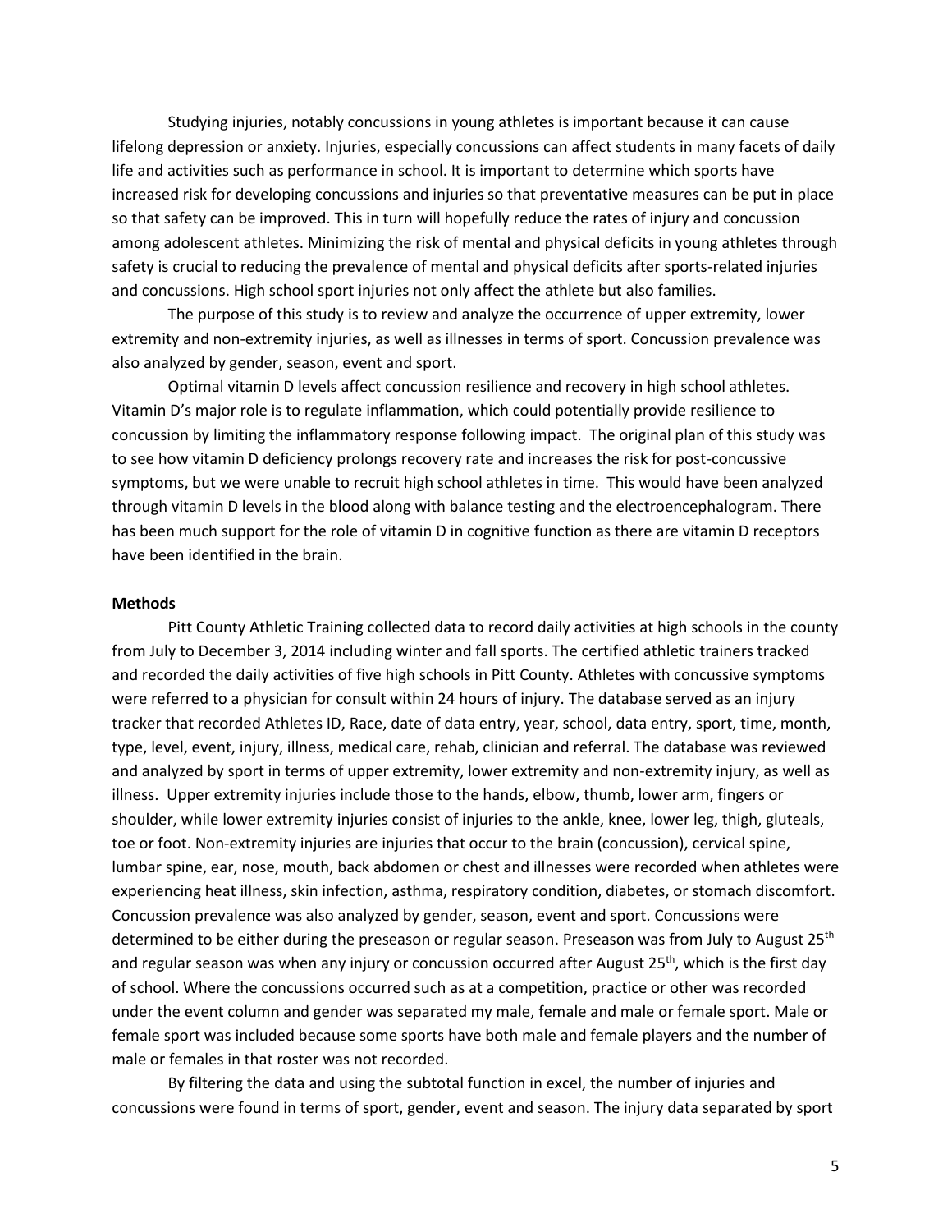Studying injuries, notably concussions in young athletes is important because it can cause lifelong depression or anxiety. Injuries, especially concussions can affect students in many facets of daily life and activities such as performance in school. It is important to determine which sports have increased risk for developing concussions and injuries so that preventative measures can be put in place so that safety can be improved. This in turn will hopefully reduce the rates of injury and concussion among adolescent athletes. Minimizing the risk of mental and physical deficits in young athletes through safety is crucial to reducing the prevalence of mental and physical deficits after sports-related injuries and concussions. High school sport injuries not only affect the athlete but also families.

The purpose of this study is to review and analyze the occurrence of upper extremity, lower extremity and non-extremity injuries, as well as illnesses in terms of sport. Concussion prevalence was also analyzed by gender, season, event and sport.

Optimal vitamin D levels affect concussion resilience and recovery in high school athletes. Vitamin D's major role is to regulate inflammation, which could potentially provide resilience to concussion by limiting the inflammatory response following impact. The original plan of this study was to see how vitamin D deficiency prolongs recovery rate and increases the risk for post-concussive symptoms, but we were unable to recruit high school athletes in time. This would have been analyzed through vitamin D levels in the blood along with balance testing and the electroencephalogram. There has been much support for the role of vitamin D in cognitive function as there are vitamin D receptors have been identified in the brain.

**Methods**

Pitt County Athletic Training collected data to record daily activities at high schools in the county from July to December 3, 2014 including winter and fall sports. The certified athletic trainers tracked and recorded the daily activities of five high schools in Pitt County. Athletes with concussive symptoms were referred to a physician for consult within 24 hours of injury. The database served as an injury tracker that recorded Athletes ID, Race, date of data entry, year, school, data entry, sport, time, month, type, level, event, injury, illness, medical care, rehab, clinician and referral. The database was reviewed and analyzed by sport in terms of upper extremity, lower extremity and non-extremity injury, as well as illness. Upper extremity injuries include those to the hands, elbow, thumb, lower arm, fingers or shoulder, while lower extremity injuries consist of injuries to the ankle, knee, lower leg, thigh, gluteals, toe or foot. Non-extremity injuries are injuries that occur to the brain (concussion), cervical spine, lumbar spine, ear, nose, mouth, back abdomen or chest and illnesses were recorded when athletes were experiencing heat illness, skin infection, asthma, respiratory condition, diabetes, or stomach discomfort. Concussion prevalence was also analyzed by gender, season, event and sport. Concussions were determined to be either during the preseason or regular season. Preseason was from July to August 25$^{th}$ and regular season was when any injury or concussion occurred after August 25$^{th}$, which is the first day of school. Where the concussions occurred such as at a competition, practice or other was recorded under the event column and gender was separated my male, female and male or female sport. Male or female sport was included because some sports have both male and female players and the number of male or females in that roster was not recorded.

By filtering the data and using the subtotal function in excel, the number of injuries and concussions were found in terms of sport, gender, event and season. The injury data separated by sport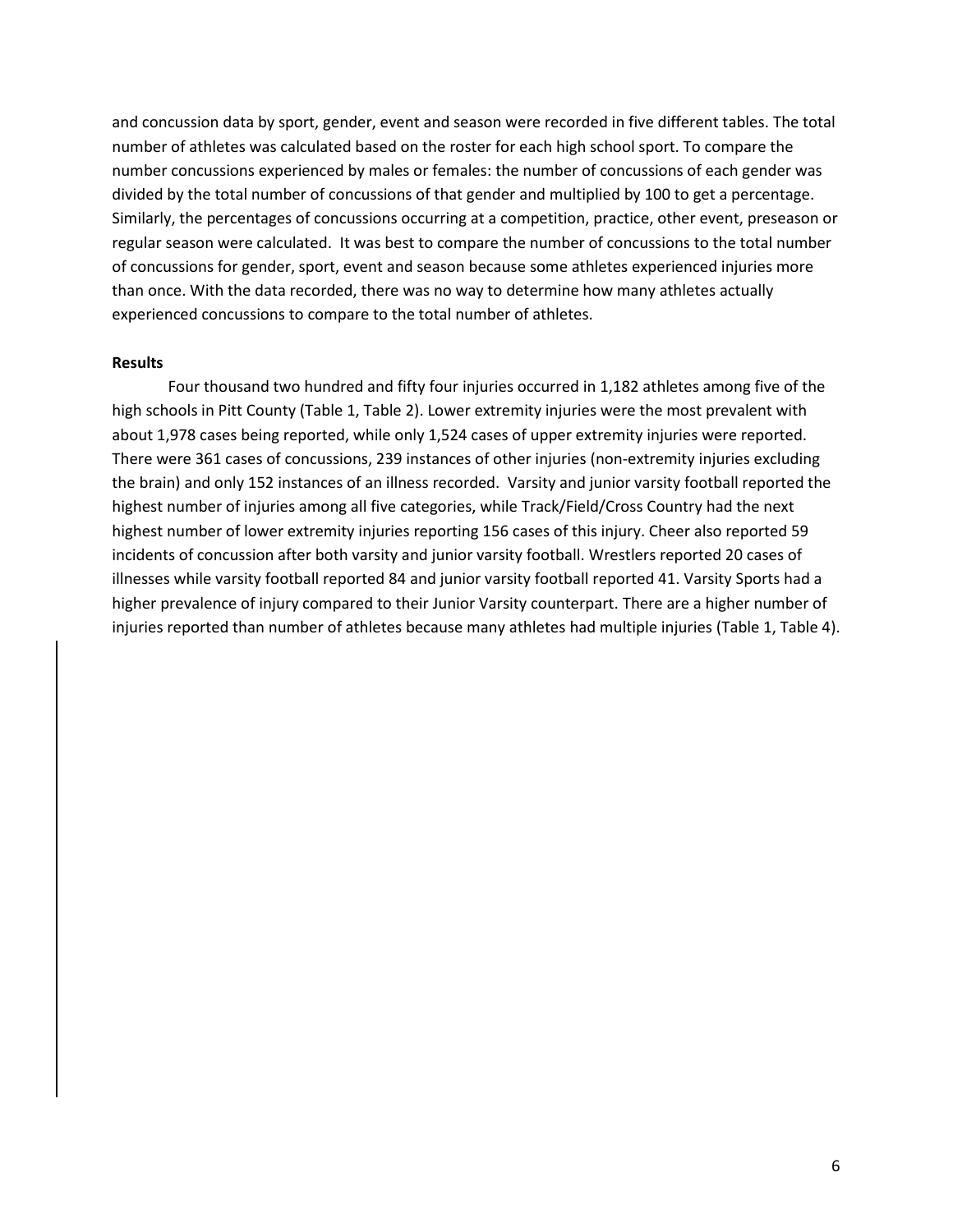and concussion data by sport, gender, event and season were recorded in five different tables. The total number of athletes was calculated based on the roster for each high school sport. To compare the number concussions experienced by males or females: the number of concussions of each gender was divided by the total number of concussions of that gender and multiplied by 100 to get a percentage. Similarly, the percentages of concussions occurring at a competition, practice, other event, preseason or regular season were calculated. It was best to compare the number of concussions to the total number of concussions for gender, sport, event and season because some athletes experienced injuries more than once. With the data recorded, there was no way to determine how many athletes actually experienced concussions to compare to the total number of athletes.

**Results**

Four thousand two hundred and fifty four injuries occurred in 1,182 athletes among five of the high schools in Pitt County (Table 1, Table 2). Lower extremity injuries were the most prevalent with about 1,978 cases being reported, while only 1,524 cases of upper extremity injuries were reported. There were 361 cases of concussions, 239 instances of other injuries (non-extremity injuries excluding the brain) and only 152 instances of an illness recorded. Varsity and junior varsity football reported the highest number of injuries among all five categories, while Track/Field/Cross Country had the next highest number of lower extremity injuries reporting 156 cases of this injury. Cheer also reported 59 incidents of concussion after both varsity and junior varsity football. Wrestlers reported 20 cases of illnesses while varsity football reported 84 and junior varsity football reported 41. Varsity Sports had a higher prevalence of injury compared to their Junior Varsity counterpart. There are a higher number of injuries reported than number of athletes because many athletes had multiple injuries (Table 1, Table 4).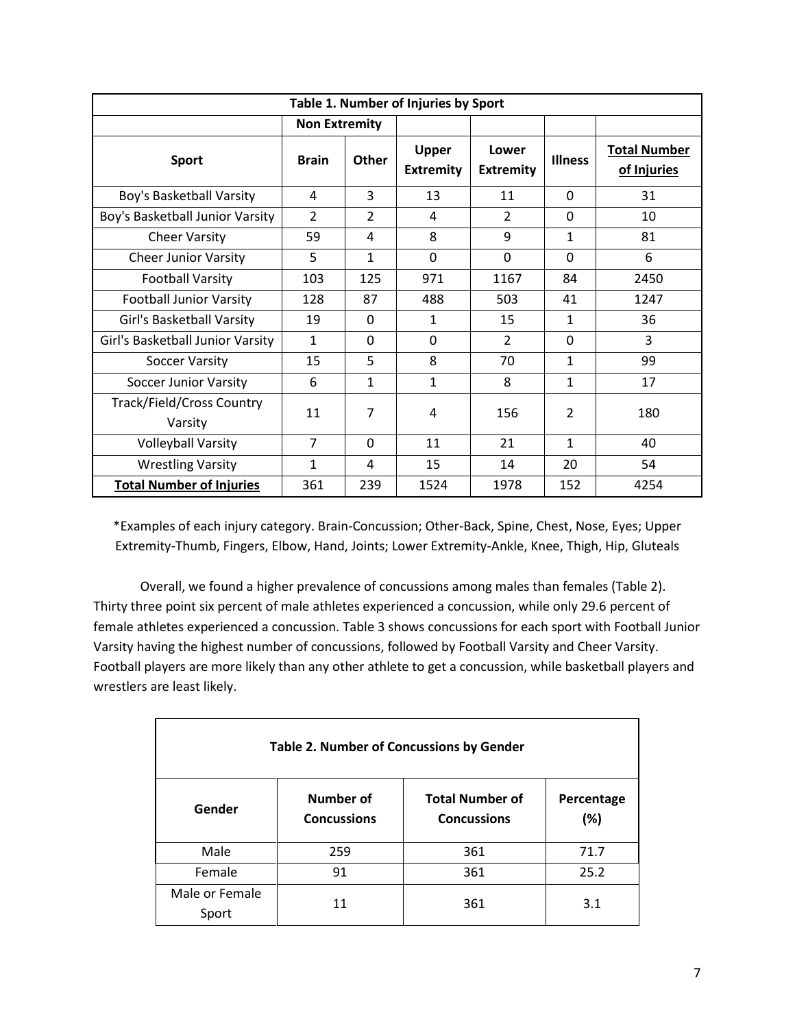**Table 1. Number of Injuries by Sport**

| | Non Extremity | | | | | |
|---|---|---|---|---|---|---|
| **Sport** | **Brain** | **Other** | **Upper Extremity** | **Lower Extremity** | **Illness** | **Total Number of Injuries** |
| Boy's Basketball Varsity | 4 | 3 | 13 | 11 | 0 | 31 |
| Boy's Basketball Junior Varsity | 2 | 2 | 4 | 2 | 0 | 10 |
| Cheer Varsity | 59 | 4 | 8 | 9 | 1 | 81 |
| Cheer Junior Varsity | 5 | 1 | 0 | 0 | 0 | 6 |
| Football Varsity | 103 | 125 | 971 | 1167 | 84 | 2450 |
| Football Junior Varsity | 128 | 87 | 488 | 503 | 41 | 1247 |
| Girl's Basketball Varsity | 19 | 0 | 1 | 15 | 1 | 36 |
| Girl's Basketball Junior Varsity | 1 | 0 | 0 | 2 | 0 | 3 |
| Soccer Varsity | 15 | 5 | 8 | 70 | 1 | 99 |
| Soccer Junior Varsity | 6 | 1 | 1 | 8 | 1 | 17 |
| Track/Field/Cross Country Varsity | 11 | 7 | 4 | 156 | 2 | 180 |
| Volleyball Varsity | 7 | 0 | 11 | 21 | 1 | 40 |
| Wrestling Varsity | 1 | 4 | 15 | 14 | 20 | 54 |
| **Total Number of Injuries** | 361 | 239 | 1524 | 1978 | 152 | 4254 |

*Examples of each injury category. Brain-Concussion; Other-Back, Spine, Chest, Nose, Eyes; Upper Extremity-Thumb, Fingers, Elbow, Hand, Joints; Lower Extremity-Ankle, Knee, Thigh, Hip, Gluteals

Overall, we found a higher prevalence of concussions among males than females (Table 2). Thirty three point six percent of male athletes experienced a concussion, while only 29.6 percent of female athletes experienced a concussion. Table 3 shows concussions for each sport with Football Junior Varsity having the highest number of concussions, followed by Football Varsity and Cheer Varsity. Football players are more likely than any other athlete to get a concussion, while basketball players and wrestlers are least likely.

**Table 2. Number of Concussions by Gender**

| Gender | Number of Concussions | Total Number of Concussions | Percentage (%) |
|---|---|---|---|
| Male | 259 | 361 | 71.7 |
| Female | 91 | 361 | 25.2 |
| Male or Female Sport | 11 | 361 | 3.1 |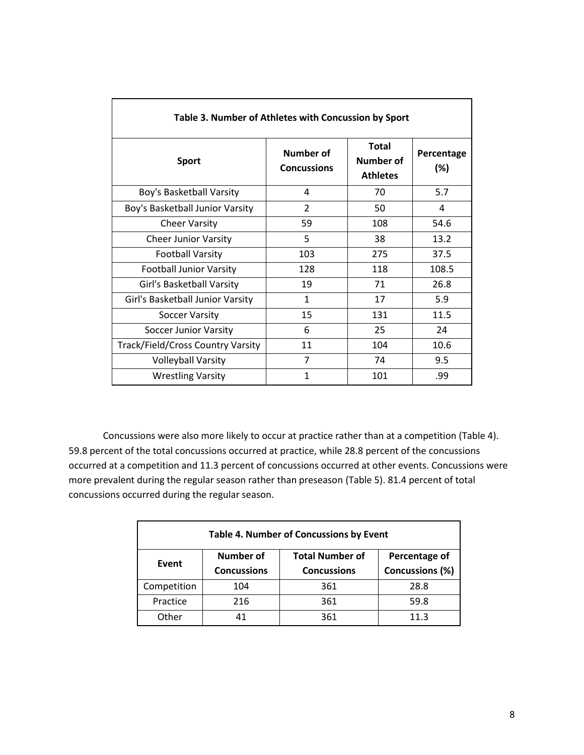| Table 3. Number of Athletes with Concussion by Sport | | | |
|---|---|---|---|
| **Sport** | **Number of Concussions** | **Total Number of Athletes** | **Percentage (%)** |
| Boy's Basketball Varsity | 4 | 70 | 5.7 |
| Boy's Basketball Junior Varsity | 2 | 50 | 4 |
| Cheer Varsity | 59 | 108 | 54.6 |
| Cheer Junior Varsity | 5 | 38 | 13.2 |
| Football Varsity | 103 | 275 | 37.5 |
| Football Junior Varsity | 128 | 118 | 108.5 |
| Girl's Basketball Varsity | 19 | 71 | 26.8 |
| Girl's Basketball Junior Varsity | 1 | 17 | 5.9 |
| Soccer Varsity | 15 | 131 | 11.5 |
| Soccer Junior Varsity | 6 | 25 | 24 |
| Track/Field/Cross Country Varsity | 11 | 104 | 10.6 |
| Volleyball Varsity | 7 | 74 | 9.5 |
| Wrestling Varsity | 1 | 101 | .99 |

Concussions were also more likely to occur at practice rather than at a competition (Table 4). 59.8 percent of the total concussions occurred at practice, while 28.8 percent of the concussions occurred at a competition and 11.3 percent of concussions occurred at other events. Concussions were more prevalent during the regular season rather than preseason (Table 5). 81.4 percent of total concussions occurred during the regular season.

| Table 4. Number of Concussions by Event | | | |
|---|---|---|---|
| **Event** | **Number of Concussions** | **Total Number of Concussions** | **Percentage of Concussions (%)** |
| Competition | 104 | 361 | 28.8 |
| Practice | 216 | 361 | 59.8 |
| Other | 41 | 361 | 11.3 |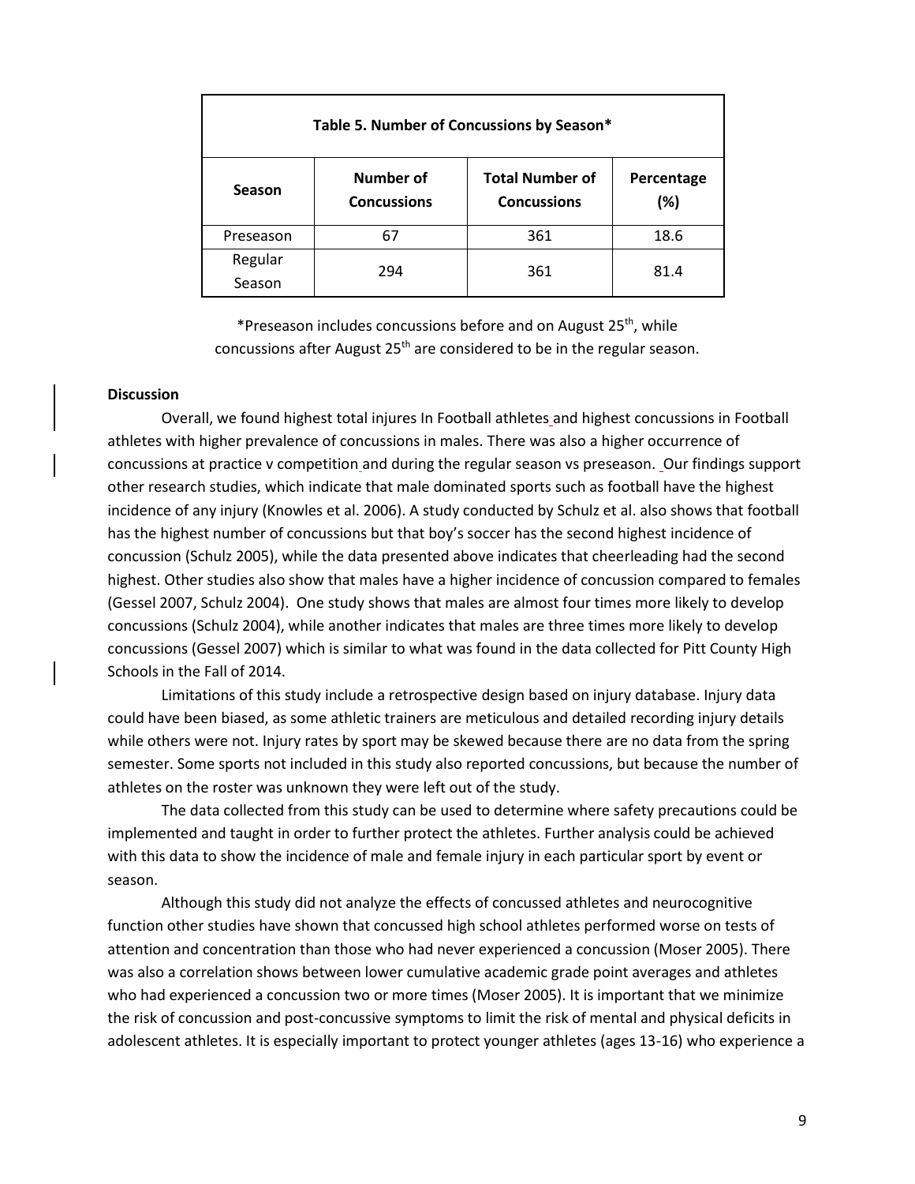**Table 5. Number of Concussions by Season***

| Season | Number of Concussions | Total Number of Concussions | Percentage (%) |
|---|---|---|---|
| Preseason | 67 | 361 | 18.6 |
| Regular Season | 294 | 361 | 81.4 |

*Preseason includes concussions before and on August 25th, while concussions after August 25th are considered to be in the regular season.

**Discussion**

Overall, we found highest total injures In Football athletes and highest concussions in Football athletes with higher prevalence of concussions in males. There was also a higher occurrence of concussions at practice v competition and during the regular season vs preseason. Our findings support other research studies, which indicate that male dominated sports such as football have the highest incidence of any injury (Knowles et al. 2006). A study conducted by Schulz et al. also shows that football has the highest number of concussions but that boy's soccer has the second highest incidence of concussion (Schulz 2005), while the data presented above indicates that cheerleading had the second highest. Other studies also show that males have a higher incidence of concussion compared to females (Gessel 2007, Schulz 2004). One study shows that males are almost four times more likely to develop concussions (Schulz 2004), while another indicates that males are three times more likely to develop concussions (Gessel 2007) which is similar to what was found in the data collected for Pitt County High Schools in the Fall of 2014.

Limitations of this study include a retrospective design based on injury database. Injury data could have been biased, as some athletic trainers are meticulous and detailed recording injury details while others were not. Injury rates by sport may be skewed because there are no data from the spring semester. Some sports not included in this study also reported concussions, but because the number of athletes on the roster was unknown they were left out of the study.

The data collected from this study can be used to determine where safety precautions could be implemented and taught in order to further protect the athletes. Further analysis could be achieved with this data to show the incidence of male and female injury in each particular sport by event or season.

Although this study did not analyze the effects of concussed athletes and neurocognitive function other studies have shown that concussed high school athletes performed worse on tests of attention and concentration than those who had never experienced a concussion (Moser 2005). There was also a correlation shows between lower cumulative academic grade point averages and athletes who had experienced a concussion two or more times (Moser 2005). It is important that we minimize the risk of concussion and post-concussive symptoms to limit the risk of mental and physical deficits in adolescent athletes. It is especially important to protect younger athletes (ages 13-16) who experience a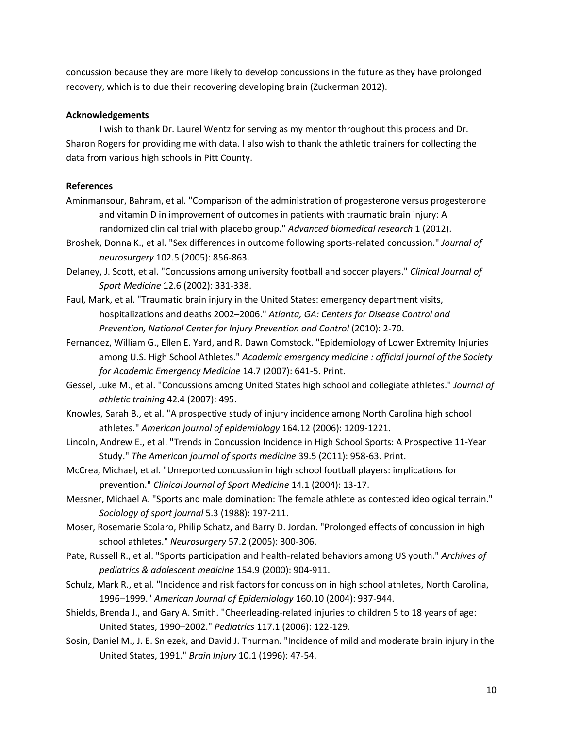concussion because they are more likely to develop concussions in the future as they have prolonged recovery, which is to due their recovering developing brain (Zuckerman 2012).

**Acknowledgements**

I wish to thank Dr. Laurel Wentz for serving as my mentor throughout this process and Dr. Sharon Rogers for providing me with data. I also wish to thank the athletic trainers for collecting the data from various high schools in Pitt County.

**References**

Aminmansour, Bahram, et al. "Comparison of the administration of progesterone versus progesterone and vitamin D in improvement of outcomes in patients with traumatic brain injury: A randomized clinical trial with placebo group." *Advanced biomedical research* 1 (2012).

Broshek, Donna K., et al. "Sex differences in outcome following sports-related concussion." *Journal of neurosurgery* 102.5 (2005): 856-863.

Delaney, J. Scott, et al. "Concussions among university football and soccer players." *Clinical Journal of Sport Medicine* 12.6 (2002): 331-338.

Faul, Mark, et al. "Traumatic brain injury in the United States: emergency department visits, hospitalizations and deaths 2002–2006." *Atlanta, GA: Centers for Disease Control and Prevention, National Center for Injury Prevention and Control* (2010): 2-70.

Fernandez, William G., Ellen E. Yard, and R. Dawn Comstock. "Epidemiology of Lower Extremity Injuries among U.S. High School Athletes." *Academic emergency medicine : official journal of the Society for Academic Emergency Medicine* 14.7 (2007): 641-5. Print.

Gessel, Luke M., et al. "Concussions among United States high school and collegiate athletes." *Journal of athletic training* 42.4 (2007): 495.

Knowles, Sarah B., et al. "A prospective study of injury incidence among North Carolina high school athletes." *American journal of epidemiology* 164.12 (2006): 1209-1221.

Lincoln, Andrew E., et al. "Trends in Concussion Incidence in High School Sports: A Prospective 11-Year Study." *The American journal of sports medicine* 39.5 (2011): 958-63. Print.

McCrea, Michael, et al. "Unreported concussion in high school football players: implications for prevention." *Clinical Journal of Sport Medicine* 14.1 (2004): 13-17.

Messner, Michael A. "Sports and male domination: The female athlete as contested ideological terrain." *Sociology of sport journal* 5.3 (1988): 197-211.

Moser, Rosemarie Scolaro, Philip Schatz, and Barry D. Jordan. "Prolonged effects of concussion in high school athletes." *Neurosurgery* 57.2 (2005): 300-306.

Pate, Russell R., et al. "Sports participation and health-related behaviors among US youth." *Archives of pediatrics & adolescent medicine* 154.9 (2000): 904-911.

Schulz, Mark R., et al. "Incidence and risk factors for concussion in high school athletes, North Carolina, 1996–1999." *American Journal of Epidemiology* 160.10 (2004): 937-944.

Shields, Brenda J., and Gary A. Smith. "Cheerleading-related injuries to children 5 to 18 years of age: United States, 1990–2002." *Pediatrics* 117.1 (2006): 122-129.

Sosin, Daniel M., J. E. Sniezek, and David J. Thurman. "Incidence of mild and moderate brain injury in the United States, 1991." *Brain Injury* 10.1 (1996): 47-54.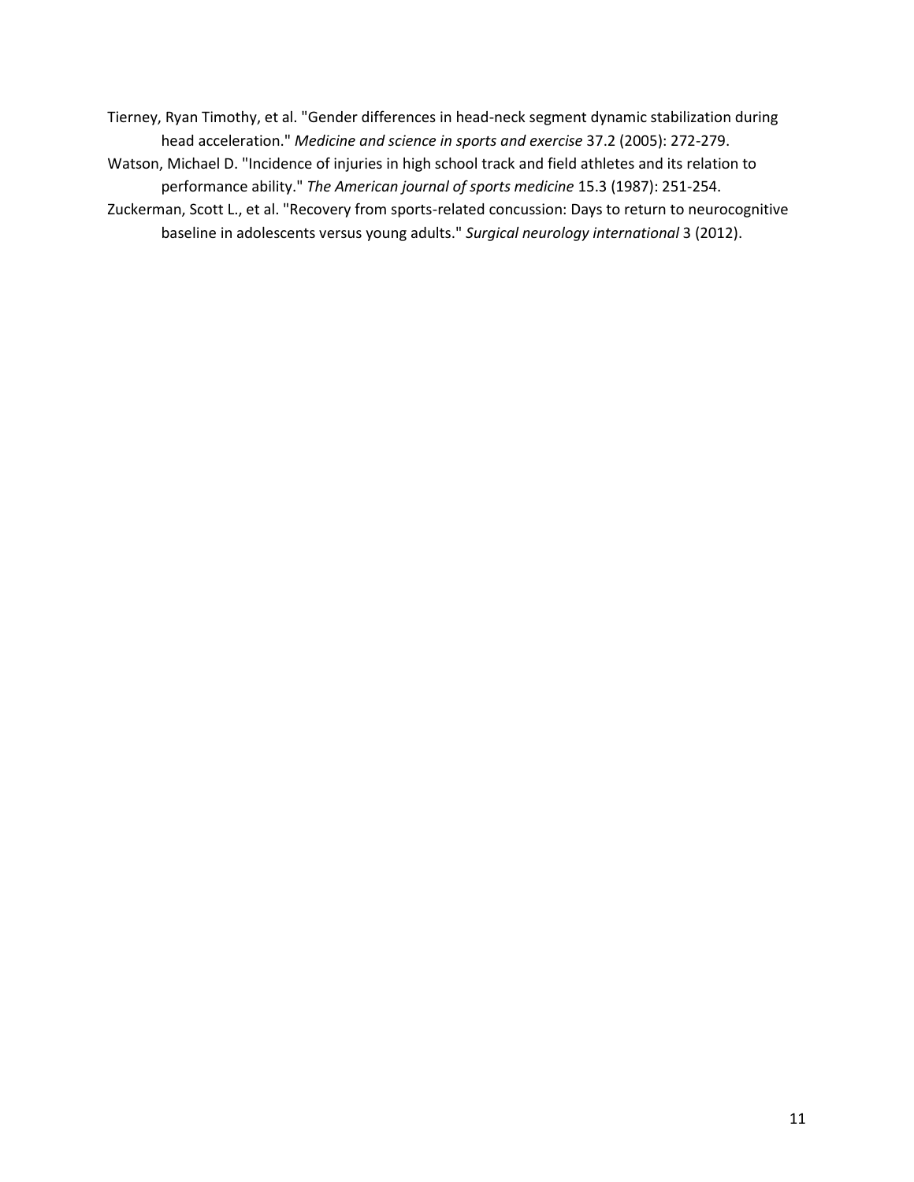Tierney, Ryan Timothy, et al. "Gender differences in head-neck segment dynamic stabilization during head acceleration." *Medicine and science in sports and exercise* 37.2 (2005): 272-279.

Watson, Michael D. "Incidence of injuries in high school track and field athletes and its relation to performance ability." *The American journal of sports medicine* 15.3 (1987): 251-254.

Zuckerman, Scott L., et al. "Recovery from sports-related concussion: Days to return to neurocognitive baseline in adolescents versus young adults." *Surgical neurology international* 3 (2012).